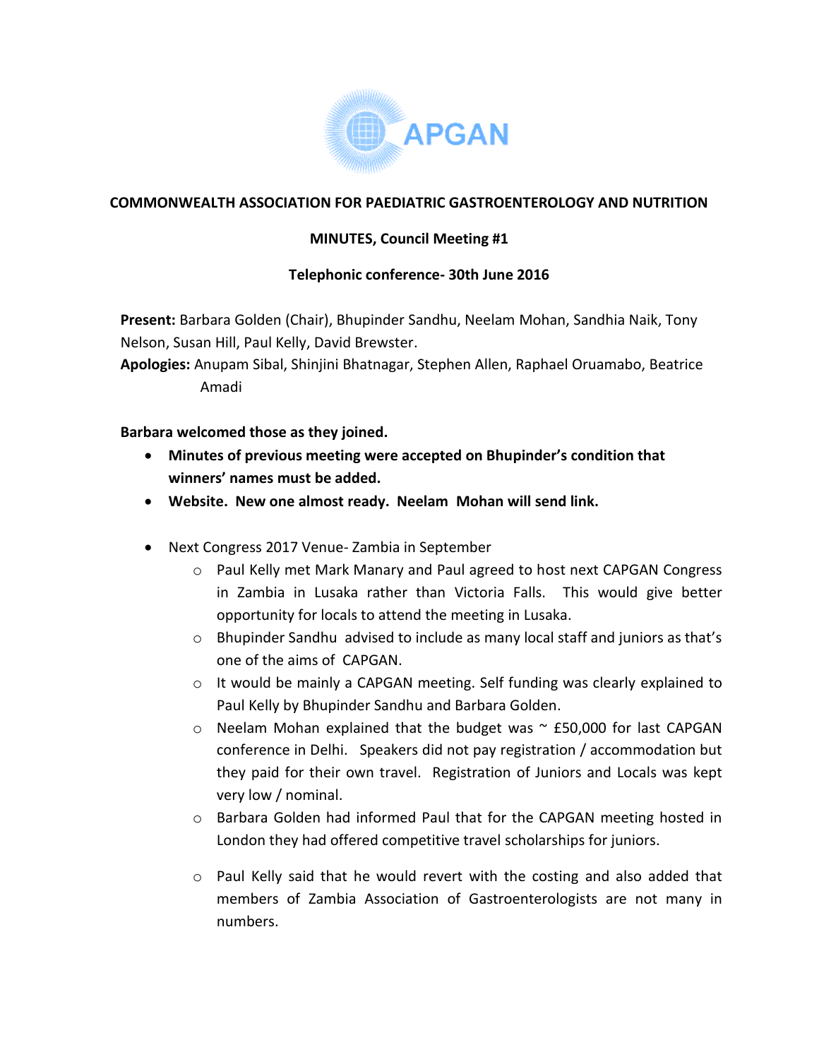APGAN

**COMMONWEALTH ASSOCIATION FOR PAEDIATRIC GASTROENTEROLOGY AND NUTRITION**

**MINUTES, Council Meeting #1**

**Telephonic conference- 30th June 2016**

**Present:** Barbara Golden (Chair), Bhupinder Sandhu, Neelam Mohan, Sandhia Naik, Tony Nelson, Susan Hill, Paul Kelly, David Brewster.

**Apologies:** Anupam Sibal, Shinjini Bhatnagar, Stephen Allen, Raphael Oruamabo, Beatrice Amadi

**Barbara welcomed those as they joined.**

- **Minutes of previous meeting were accepted on Bhupinder's condition that winners' names must be added.**
- **Website. New one almost ready. Neelam Mohan will send link.**
- Next Congress 2017 Venue- Zambia in September
  - Paul Kelly met Mark Manary and Paul agreed to host next CAPGAN Congress in Zambia in Lusaka rather than Victoria Falls. This would give better opportunity for locals to attend the meeting in Lusaka.
  - Bhupinder Sandhu advised to include as many local staff and juniors as that's one of the aims of CAPGAN.
  - It would be mainly a CAPGAN meeting. Self funding was clearly explained to Paul Kelly by Bhupinder Sandhu and Barbara Golden.
  - Neelam Mohan explained that the budget was ~ £50,000 for last CAPGAN conference in Delhi. Speakers did not pay registration / accommodation but they paid for their own travel. Registration of Juniors and Locals was kept very low / nominal.
  - Barbara Golden had informed Paul that for the CAPGAN meeting hosted in London they had offered competitive travel scholarships for juniors.
  - Paul Kelly said that he would revert with the costing and also added that members of Zambia Association of Gastroenterologists are not many in numbers.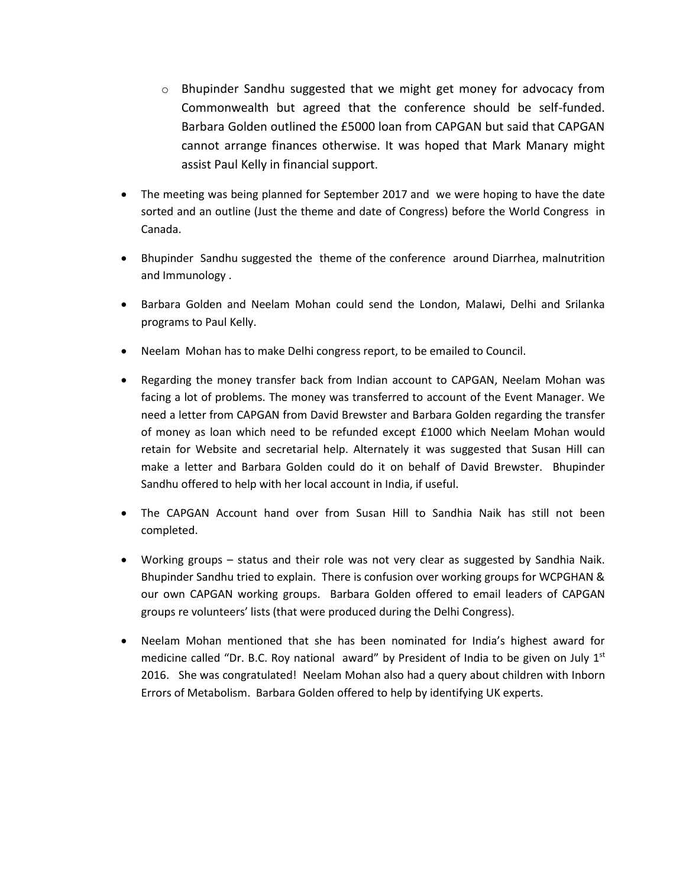- Bhupinder Sandhu suggested that we might get money for advocacy from Commonwealth but agreed that the conference should be self-funded. Barbara Golden outlined the £5000 loan from CAPGAN but said that CAPGAN cannot arrange finances otherwise. It was hoped that Mark Manary might assist Paul Kelly in financial support.

- The meeting was being planned for September 2017 and we were hoping to have the date sorted and an outline (Just the theme and date of Congress) before the World Congress in Canada.

- Bhupinder Sandhu suggested the theme of the conference around Diarrhea, malnutrition and Immunology .

- Barbara Golden and Neelam Mohan could send the London, Malawi, Delhi and Srilanka programs to Paul Kelly.

- Neelam Mohan has to make Delhi congress report, to be emailed to Council.

- Regarding the money transfer back from Indian account to CAPGAN, Neelam Mohan was facing a lot of problems. The money was transferred to account of the Event Manager. We need a letter from CAPGAN from David Brewster and Barbara Golden regarding the transfer of money as loan which need to be refunded except £1000 which Neelam Mohan would retain for Website and secretarial help. Alternately it was suggested that Susan Hill can make a letter and Barbara Golden could do it on behalf of David Brewster. Bhupinder Sandhu offered to help with her local account in India, if useful.

- The CAPGAN Account hand over from Susan Hill to Sandhia Naik has still not been completed.

- Working groups – status and their role was not very clear as suggested by Sandhia Naik. Bhupinder Sandhu tried to explain. There is confusion over working groups for WCPGHAN & our own CAPGAN working groups. Barbara Golden offered to email leaders of CAPGAN groups re volunteers' lists (that were produced during the Delhi Congress).

- Neelam Mohan mentioned that she has been nominated for India's highest award for medicine called "Dr. B.C. Roy national award" by President of India to be given on July 1st 2016. She was congratulated! Neelam Mohan also had a query about children with Inborn Errors of Metabolism. Barbara Golden offered to help by identifying UK experts.